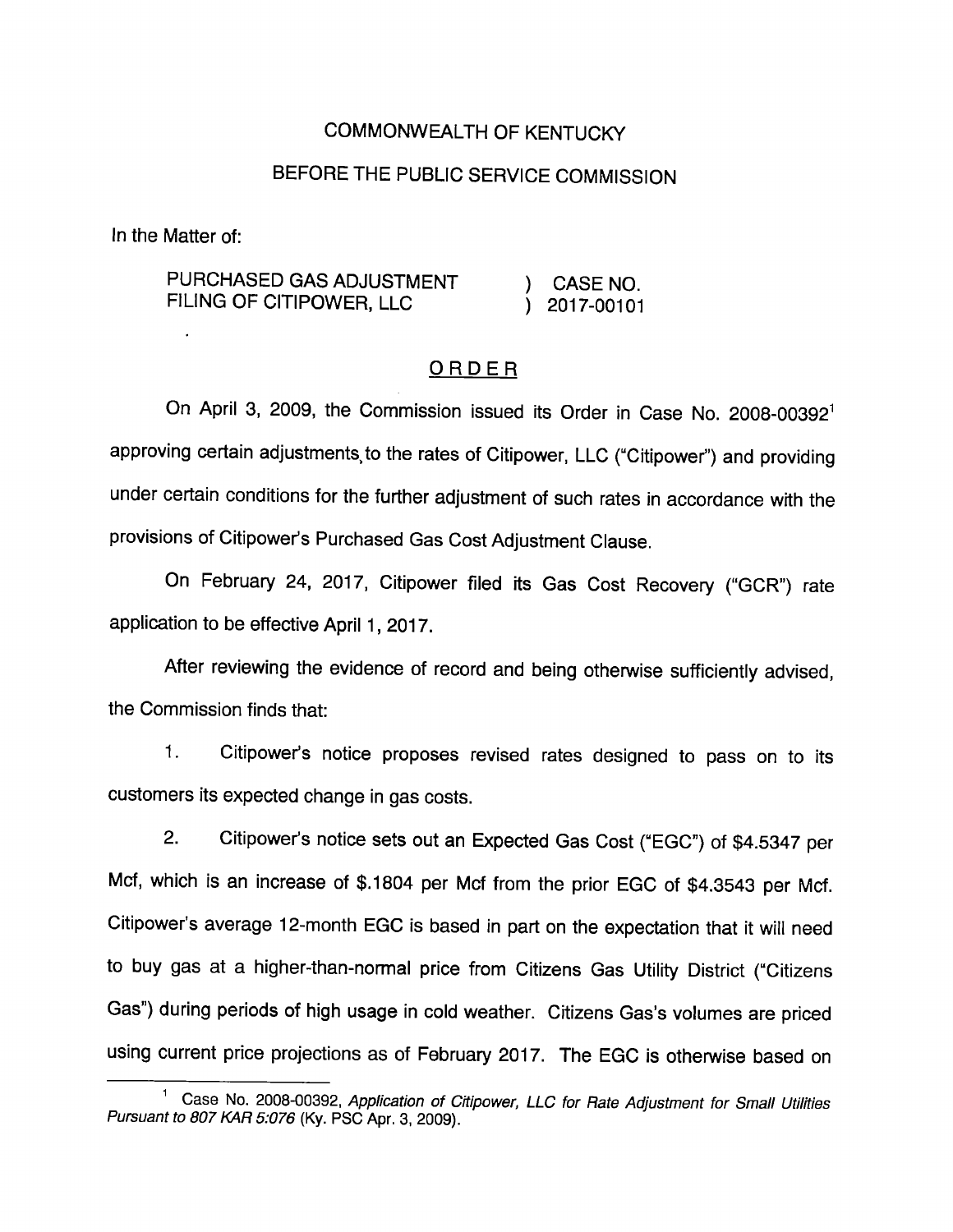COMMONWEALTH OF KENTUCKY

BEFORE THE PUBLIC SERVICE COMMISSION

In the Matter of:

| | | |
|---|---|---|
| PURCHASED GAS ADJUSTMENT FILING OF CITIPOWER, LLC | ) | CASE NO. 2017-00101 |

## ORDER

On April 3, 2009, the Commission issued its Order in Case No. 2008-00392[1] approving certain adjustments to the rates of Citipower, LLC ("Citipower") and providing under certain conditions for the further adjustment of such rates in accordance with the provisions of Citipower's Purchased Gas Cost Adjustment Clause.

On February 24, 2017, Citipower filed its Gas Cost Recovery ("GCR") rate application to be effective April 1, 2017.

After reviewing the evidence of record and being otherwise sufficiently advised, the Commission finds that:

1. Citipower's notice proposes revised rates designed to pass on to its customers its expected change in gas costs.

2. Citipower's notice sets out an Expected Gas Cost ("EGC") of $4.5347 per Mcf, which is an increase of $.1804 per Mcf from the prior EGC of $4.3543 per Mcf. Citipower's average 12-month EGC is based in part on the expectation that it will need to buy gas at a higher-than-normal price from Citizens Gas Utility District ("Citizens Gas") during periods of high usage in cold weather. Citizens Gas's volumes are priced using current price projections as of February 2017. The EGC is otherwise based on

---

[1] Case No. 2008-00392, *Application of Citipower, LLC for Rate Adjustment for Small Utilities Pursuant to 807 KAR 5:076* (Ky. PSC Apr. 3, 2009).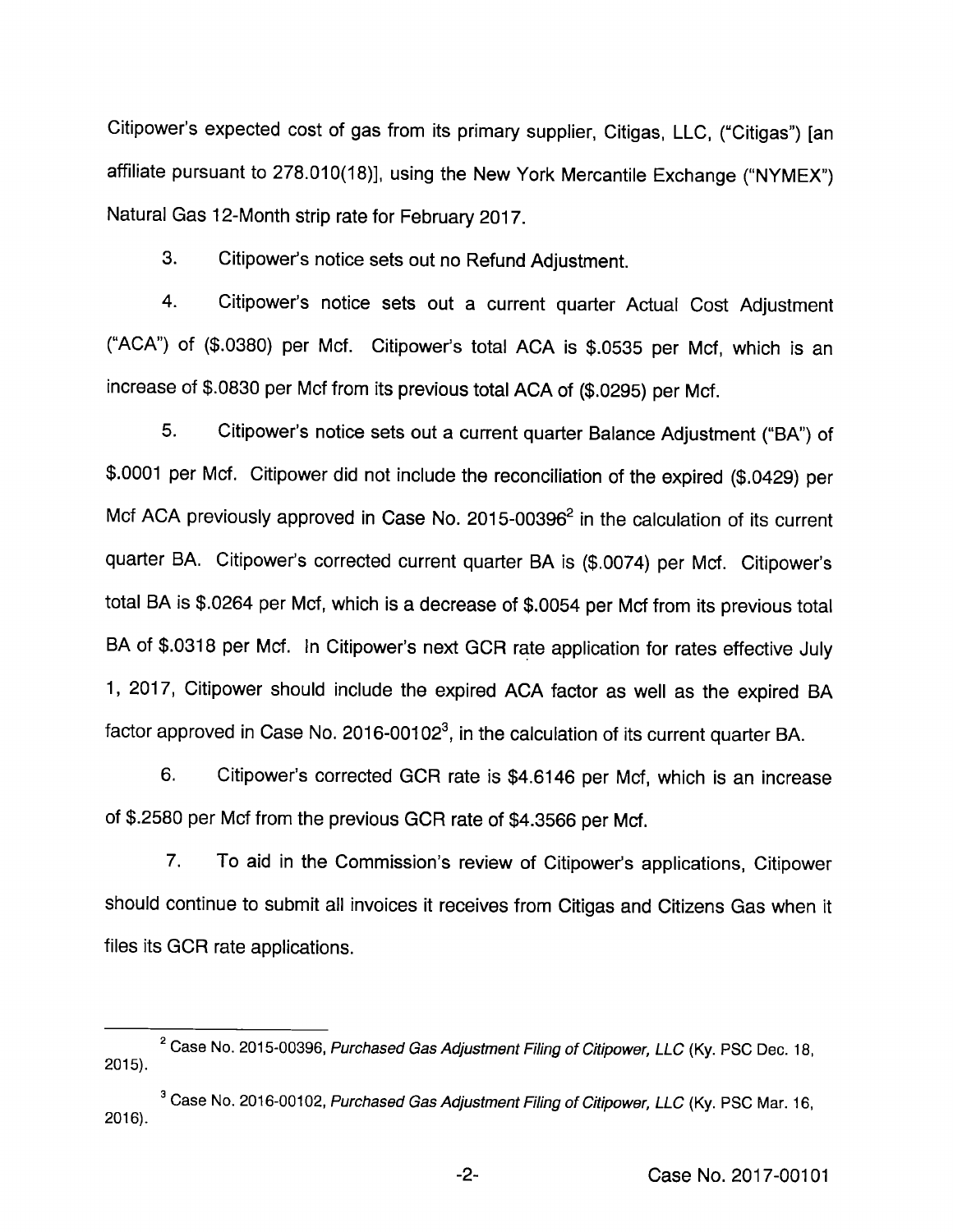Citipower's expected cost of gas from its primary supplier, Citigas, LLC, ("Citigas") [an affiliate pursuant to 278.010(18)], using the New York Mercantile Exchange ("NYMEX") Natural Gas 12-Month strip rate for February 2017.

3. Citipower's notice sets out no Refund Adjustment.

4. Citipower's notice sets out a current quarter Actual Cost Adjustment ("ACA") of ($.0380) per Mcf. Citipower's total ACA is $.0535 per Mcf, which is an increase of $.0830 per Mcf from its previous total ACA of ($.0295) per Mcf.

5. Citipower's notice sets out a current quarter Balance Adjustment ("BA") of $.0001 per Mcf. Citipower did not include the reconciliation of the expired ($.0429) per Mcf ACA previously approved in Case No. 2015-00396[2] in the calculation of its current quarter BA. Citipower's corrected current quarter BA is ($.0074) per Mcf. Citipower's total BA is $.0264 per Mcf, which is a decrease of $.0054 per Mcf from its previous total BA of $.0318 per Mcf. In Citipower's next GCR rate application for rates effective July 1, 2017, Citipower should include the expired ACA factor as well as the expired BA factor approved in Case No. 2016-00102[3], in the calculation of its current quarter BA.

6. Citipower's corrected GCR rate is $4.6146 per Mcf, which is an increase of $.2580 per Mcf from the previous GCR rate of $4.3566 per Mcf.

7. To aid in the Commission's review of Citipower's applications, Citipower should continue to submit all invoices it receives from Citigas and Citizens Gas when it files its GCR rate applications.

---

[2] Case No. 2015-00396, *Purchased Gas Adjustment Filing of Citipower, LLC* (Ky. PSC Dec. 18, 2015).

[3] Case No. 2016-00102, *Purchased Gas Adjustment Filing of Citipower, LLC* (Ky. PSC Mar. 16, 2016).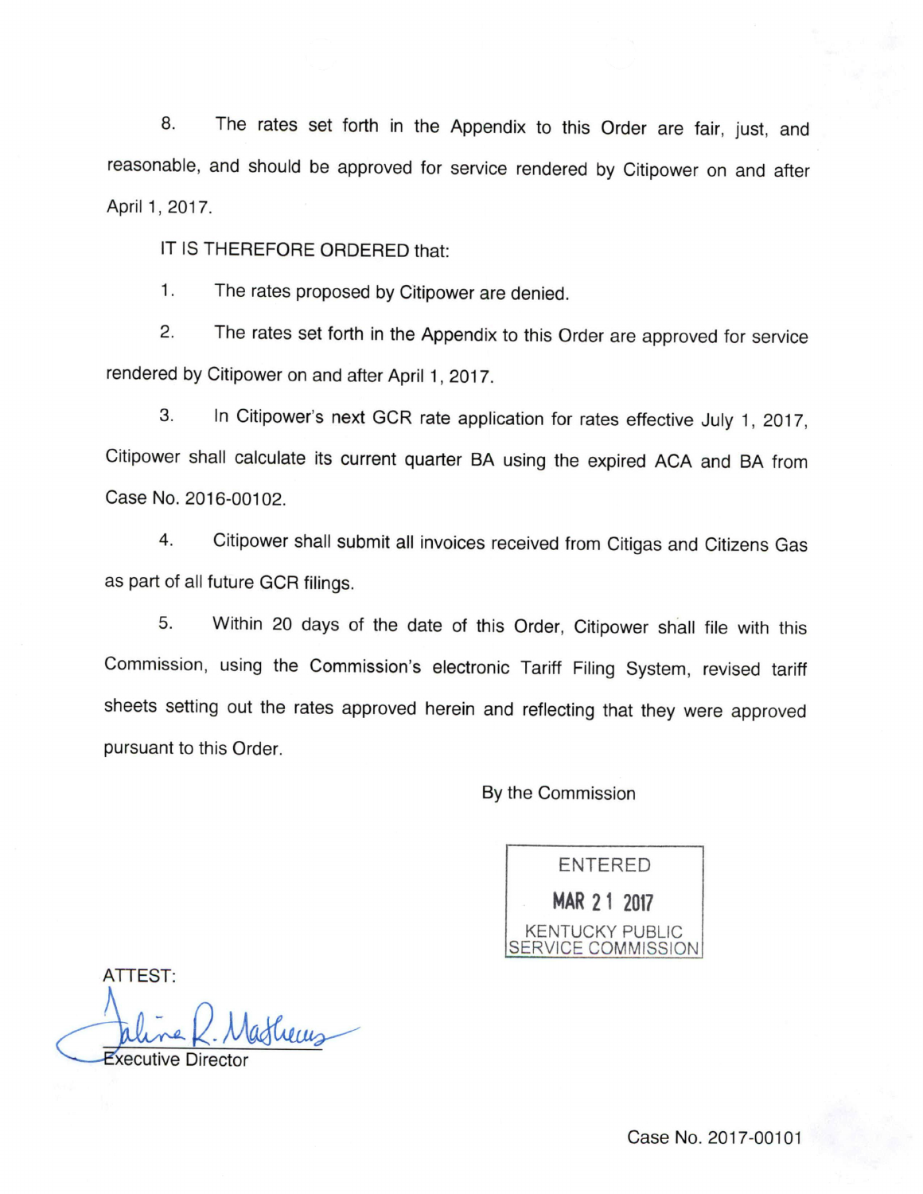8. The rates set forth in the Appendix to this Order are fair, just, and reasonable, and should be approved for service rendered by Citipower on and after April 1, 2017.

IT IS THEREFORE ORDERED that:

1. The rates proposed by Citipower are denied.

2. The rates set forth in the Appendix to this Order are approved for service rendered by Citipower on and after April 1, 2017.

3. In Citipower's next GCR rate application for rates effective July 1, 2017, Citipower shall calculate its current quarter BA using the expired ACA and BA from Case No. 2016-00102.

4. Citipower shall submit all invoices received from Citigas and Citizens Gas as part of all future GCR filings.

5. Within 20 days of the date of this Order, Citipower shall file with this Commission, using the Commission's electronic Tariff Filing System, revised tariff sheets setting out the rates approved herein and reflecting that they were approved pursuant to this Order.

By the Commission

ENTERED
MAR 21 2017
KENTUCKY PUBLIC SERVICE COMMISSION

ATTEST:

Executive Director

Case No. 2017-00101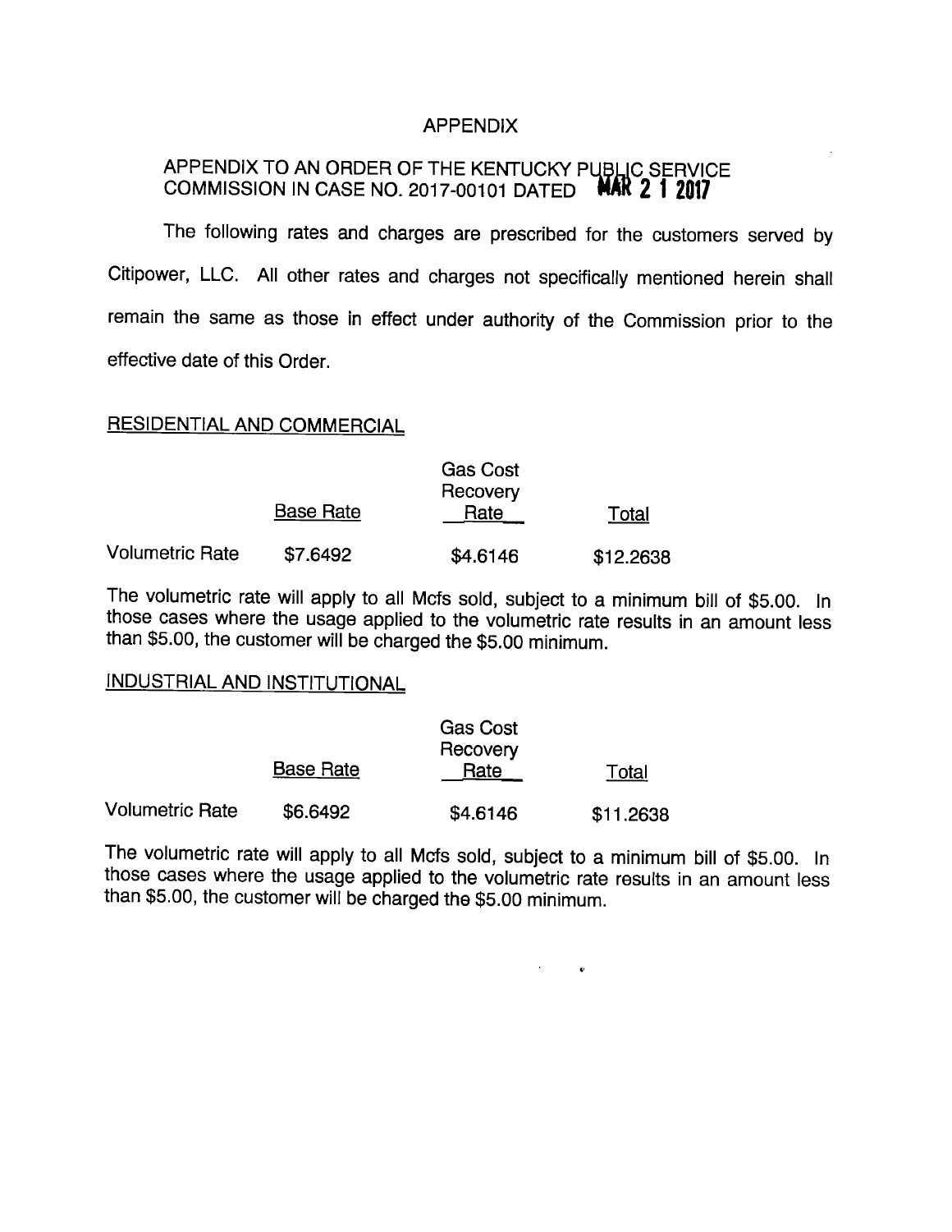# APPENDIX

APPENDIX TO AN ORDER OF THE KENTUCKY PUBLIC SERVICE COMMISSION IN CASE NO. 2017-00101 DATED MAR 2 1 2017

The following rates and charges are prescribed for the customers served by Citipower, LLC. All other rates and charges not specifically mentioned herein shall remain the same as those in effect under authority of the Commission prior to the effective date of this Order.

## RESIDENTIAL AND COMMERCIAL

| | Base Rate | Gas Cost Recovery Rate | Total |
|---|---|---|---|
| Volumetric Rate | $7.6492 | $4.6146 | $12.2638 |

The volumetric rate will apply to all Mcfs sold, subject to a minimum bill of $5.00. In those cases where the usage applied to the volumetric rate results in an amount less than $5.00, the customer will be charged the $5.00 minimum.

## INDUSTRIAL AND INSTITUTIONAL

| | Base Rate | Gas Cost Recovery Rate | Total |
|---|---|---|---|
| Volumetric Rate | $6.6492 | $4.6146 | $11.2638 |

The volumetric rate will apply to all Mcfs sold, subject to a minimum bill of $5.00. In those cases where the usage applied to the volumetric rate results in an amount less than $5.00, the customer will be charged the $5.00 minimum.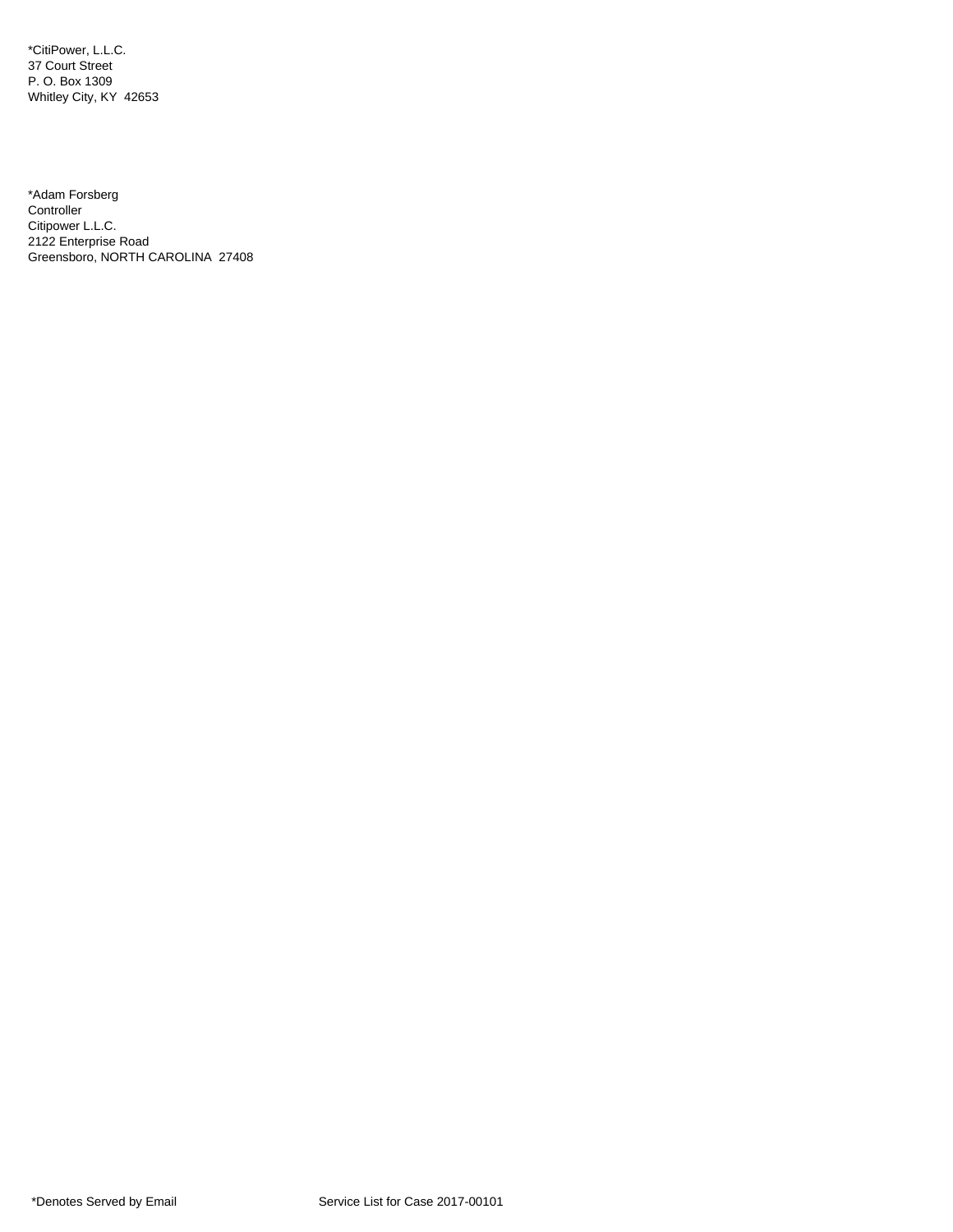*CitiPower, L.L.C.
37 Court Street
P. O. Box 1309
Whitley City, KY  42653

*Adam Forsberg
Controller
Citipower L.L.C.
2122 Enterprise Road
Greensboro, NORTH CAROLINA  27408